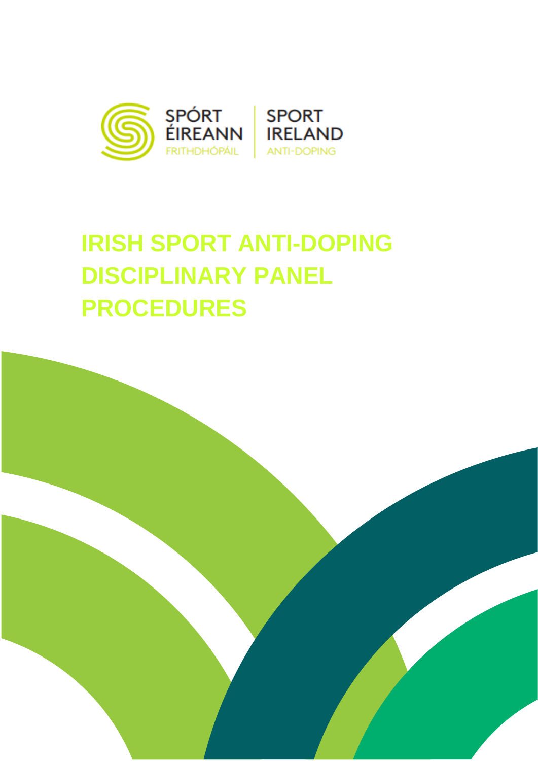SPÓRT ÉIREANN | SPORT IRELAND

FRITHDHÓPÁIL | ANTI-DOPING

# IRISH SPORT ANTI-DOPING DISCIPLINARY PANEL PROCEDURES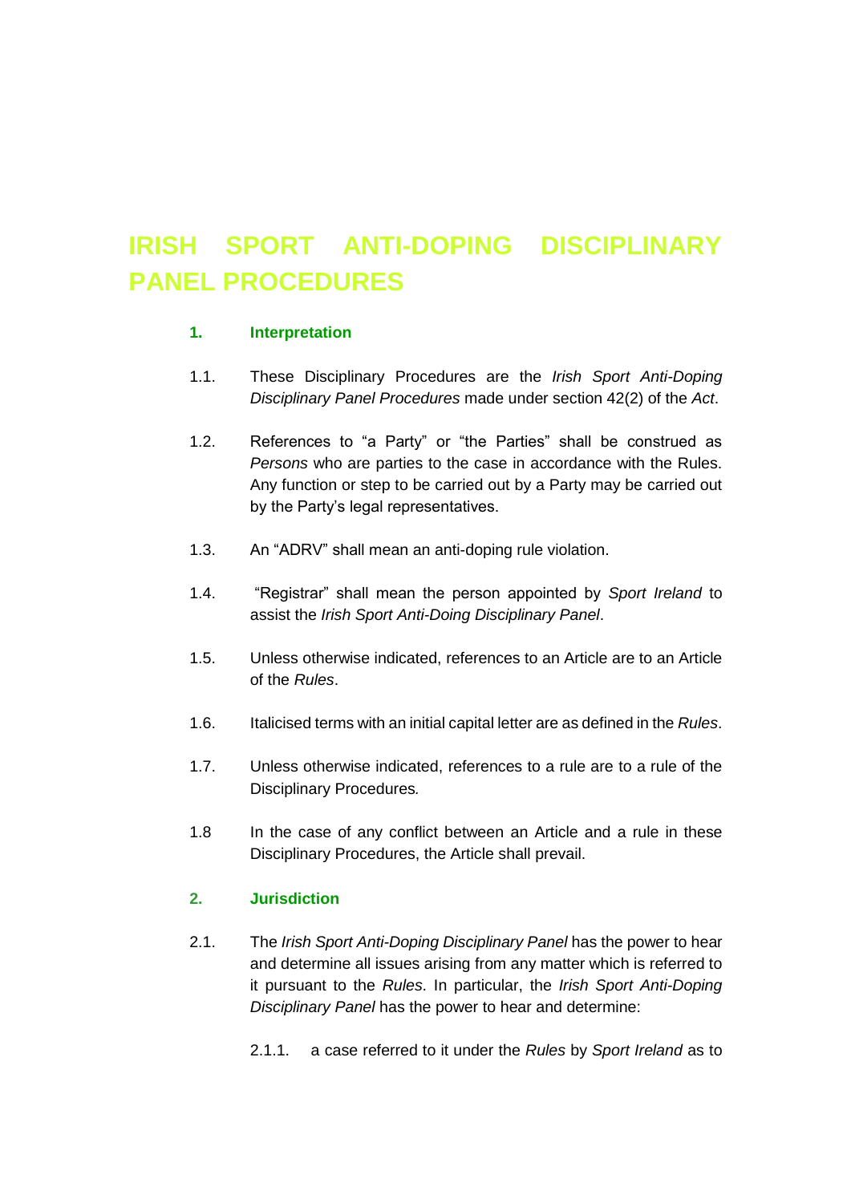# IRISH SPORT ANTI-DOPING DISCIPLINARY PANEL PROCEDURES

## 1. Interpretation

1.1. These Disciplinary Procedures are the *Irish Sport Anti-Doping Disciplinary Panel Procedures* made under section 42(2) of the *Act*.

1.2. References to "a Party" or "the Parties" shall be construed as *Persons* who are parties to the case in accordance with the Rules. Any function or step to be carried out by a Party may be carried out by the Party's legal representatives.

1.3. An "ADRV" shall mean an anti-doping rule violation.

1.4. "Registrar" shall mean the person appointed by *Sport Ireland* to assist the *Irish Sport Anti-Doing Disciplinary Panel*.

1.5. Unless otherwise indicated, references to an Article are to an Article of the *Rules*.

1.6. Italicised terms with an initial capital letter are as defined in the *Rules*.

1.7. Unless otherwise indicated, references to a rule are to a rule of the Disciplinary Procedures*.*

1.8 In the case of any conflict between an Article and a rule in these Disciplinary Procedures, the Article shall prevail.

## 2. Jurisdiction

2.1. The *Irish Sport Anti-Doping Disciplinary Panel* has the power to hear and determine all issues arising from any matter which is referred to it pursuant to the *Rules*. In particular, the *Irish Sport Anti-Doping Disciplinary Panel* has the power to hear and determine:

2.1.1. a case referred to it under the *Rules* by *Sport Ireland* as to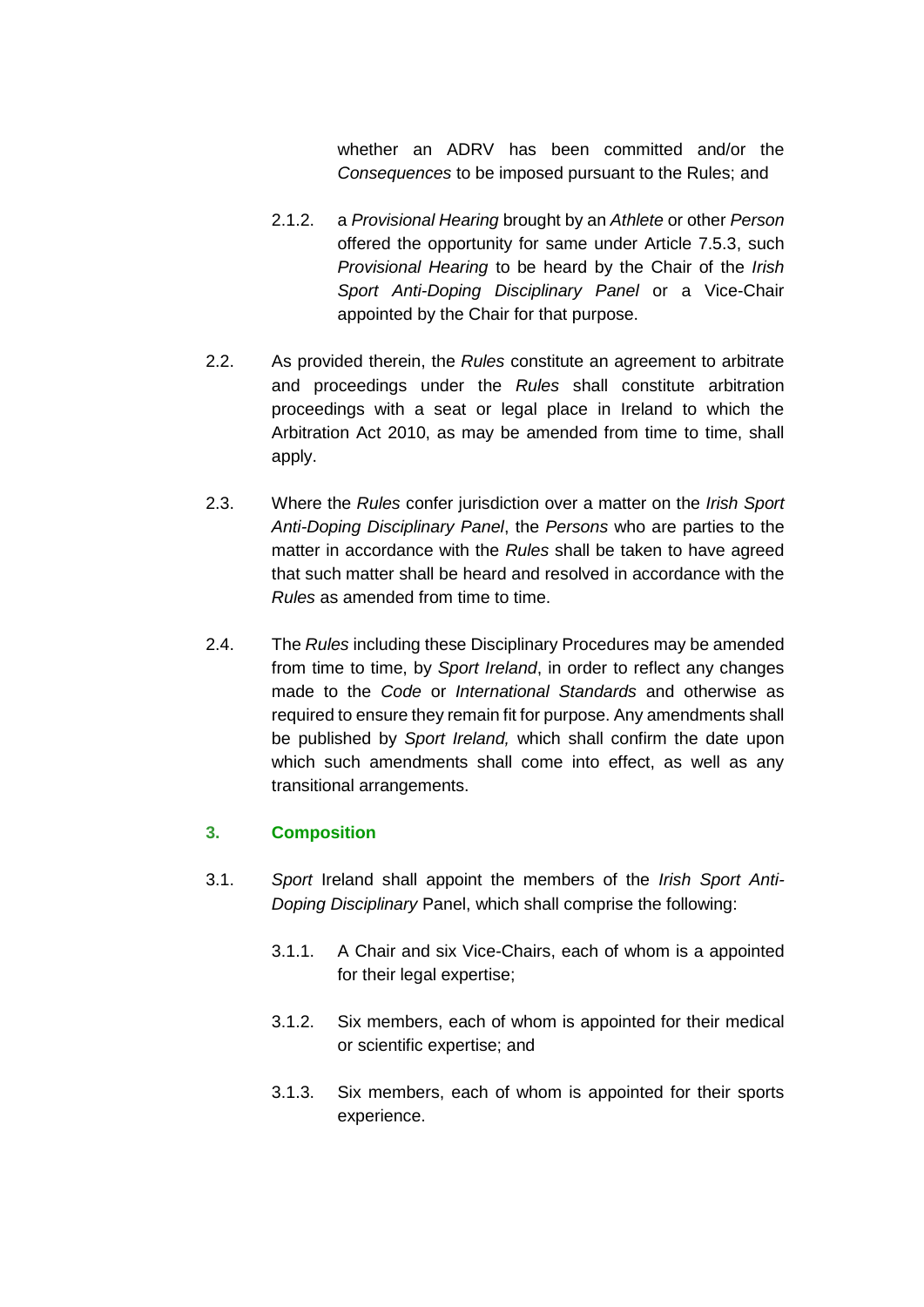whether an ADRV has been committed and/or the *Consequences* to be imposed pursuant to the Rules; and

2.1.2. a *Provisional Hearing* brought by an *Athlete* or other *Person* offered the opportunity for same under Article 7.5.3, such *Provisional Hearing* to be heard by the Chair of the *Irish Sport Anti-Doping Disciplinary Panel* or a Vice-Chair appointed by the Chair for that purpose.

2.2. As provided therein, the *Rules* constitute an agreement to arbitrate and proceedings under the *Rules* shall constitute arbitration proceedings with a seat or legal place in Ireland to which the Arbitration Act 2010, as may be amended from time to time, shall apply.

2.3. Where the *Rules* confer jurisdiction over a matter on the *Irish Sport Anti-Doping Disciplinary Panel*, the *Persons* who are parties to the matter in accordance with the *Rules* shall be taken to have agreed that such matter shall be heard and resolved in accordance with the *Rules* as amended from time to time.

2.4. The *Rules* including these Disciplinary Procedures may be amended from time to time, by *Sport Ireland*, in order to reflect any changes made to the *Code* or *International Standards* and otherwise as required to ensure they remain fit for purpose. Any amendments shall be published by *Sport Ireland,* which shall confirm the date upon which such amendments shall come into effect, as well as any transitional arrangements.

## 3. Composition

3.1. *Sport* Ireland shall appoint the members of the *Irish Sport Anti-Doping Disciplinary* Panel, which shall comprise the following:

3.1.1. A Chair and six Vice-Chairs, each of whom is a appointed for their legal expertise;

3.1.2. Six members, each of whom is appointed for their medical or scientific expertise; and

3.1.3. Six members, each of whom is appointed for their sports experience.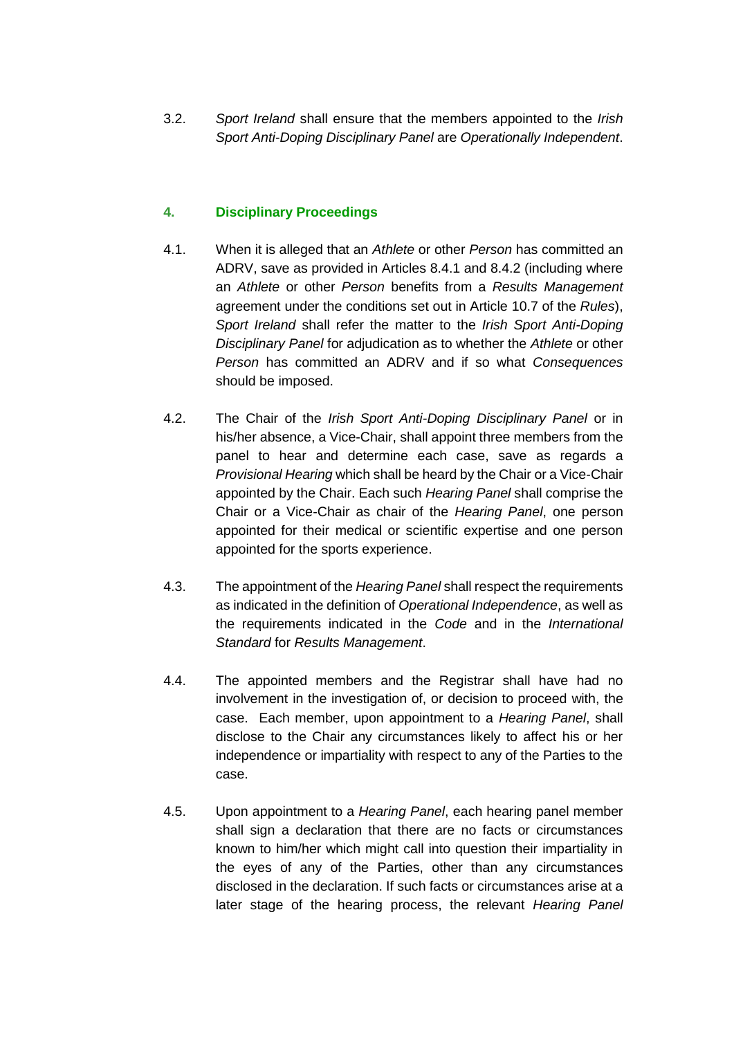3.2. *Sport Ireland* shall ensure that the members appointed to the *Irish Sport Anti-Doping Disciplinary Panel* are *Operationally Independent*.

## 4. Disciplinary Proceedings

4.1. When it is alleged that an *Athlete* or other *Person* has committed an ADRV, save as provided in Articles 8.4.1 and 8.4.2 (including where an *Athlete* or other *Person* benefits from a *Results Management* agreement under the conditions set out in Article 10.7 of the *Rules*), *Sport Ireland* shall refer the matter to the *Irish Sport Anti-Doping Disciplinary Panel* for adjudication as to whether the *Athlete* or other *Person* has committed an ADRV and if so what *Consequences* should be imposed.

4.2. The Chair of the *Irish Sport Anti-Doping Disciplinary Panel* or in his/her absence, a Vice-Chair, shall appoint three members from the panel to hear and determine each case, save as regards a *Provisional Hearing* which shall be heard by the Chair or a Vice-Chair appointed by the Chair. Each such *Hearing Panel* shall comprise the Chair or a Vice-Chair as chair of the *Hearing Panel*, one person appointed for their medical or scientific expertise and one person appointed for the sports experience.

4.3. The appointment of the *Hearing Panel* shall respect the requirements as indicated in the definition of *Operational Independence*, as well as the requirements indicated in the *Code* and in the *International Standard* for *Results Management*.

4.4. The appointed members and the Registrar shall have had no involvement in the investigation of, or decision to proceed with, the case. Each member, upon appointment to a *Hearing Panel*, shall disclose to the Chair any circumstances likely to affect his or her independence or impartiality with respect to any of the Parties to the case.

4.5. Upon appointment to a *Hearing Panel*, each hearing panel member shall sign a declaration that there are no facts or circumstances known to him/her which might call into question their impartiality in the eyes of any of the Parties, other than any circumstances disclosed in the declaration. If such facts or circumstances arise at a later stage of the hearing process, the relevant *Hearing Panel*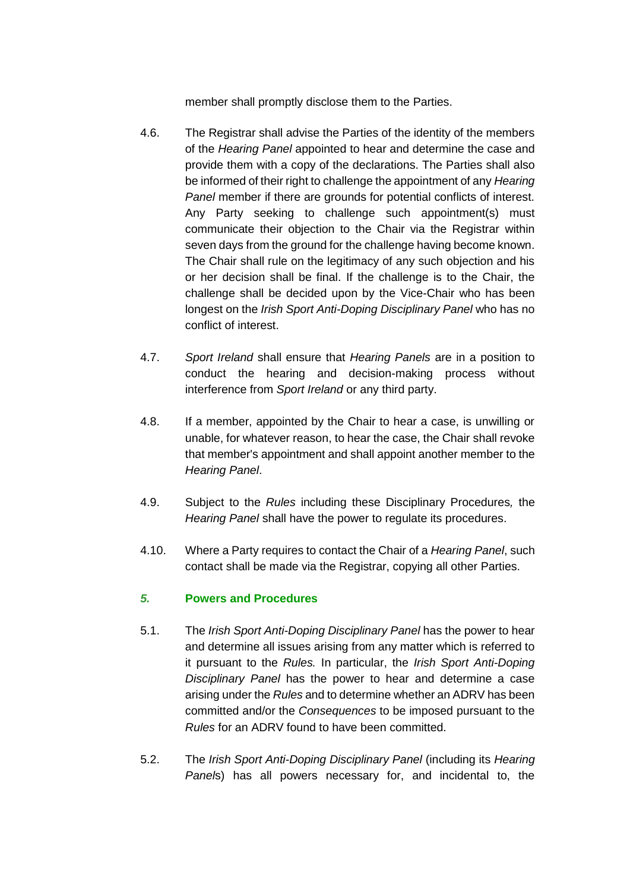member shall promptly disclose them to the Parties.

4.6. The Registrar shall advise the Parties of the identity of the members of the *Hearing Panel* appointed to hear and determine the case and provide them with a copy of the declarations. The Parties shall also be informed of their right to challenge the appointment of any *Hearing Panel* member if there are grounds for potential conflicts of interest. Any Party seeking to challenge such appointment(s) must communicate their objection to the Chair via the Registrar within seven days from the ground for the challenge having become known. The Chair shall rule on the legitimacy of any such objection and his or her decision shall be final. If the challenge is to the Chair, the challenge shall be decided upon by the Vice-Chair who has been longest on the *Irish Sport Anti-Doping Disciplinary Panel* who has no conflict of interest.

4.7. *Sport Ireland* shall ensure that *Hearing Panels* are in a position to conduct the hearing and decision-making process without interference from *Sport Ireland* or any third party.

4.8. If a member, appointed by the Chair to hear a case, is unwilling or unable, for whatever reason, to hear the case, the Chair shall revoke that member's appointment and shall appoint another member to the *Hearing Panel*.

4.9. Subject to the *Rules* including these Disciplinary Procedures*,* the *Hearing Panel* shall have the power to regulate its procedures.

4.10. Where a Party requires to contact the Chair of a *Hearing Panel*, such contact shall be made via the Registrar, copying all other Parties.

## *5.* **Powers and Procedures**

5.1. The *Irish Sport Anti-Doping Disciplinary Panel* has the power to hear and determine all issues arising from any matter which is referred to it pursuant to the *Rules.* In particular, the *Irish Sport Anti-Doping Disciplinary Panel* has the power to hear and determine a case arising under the *Rules* and to determine whether an ADRV has been committed and/or the *Consequences* to be imposed pursuant to the *Rules* for an ADRV found to have been committed.

5.2. The *Irish Sport Anti-Doping Disciplinary Panel* (including its *Hearing Panel*s) has all powers necessary for, and incidental to, the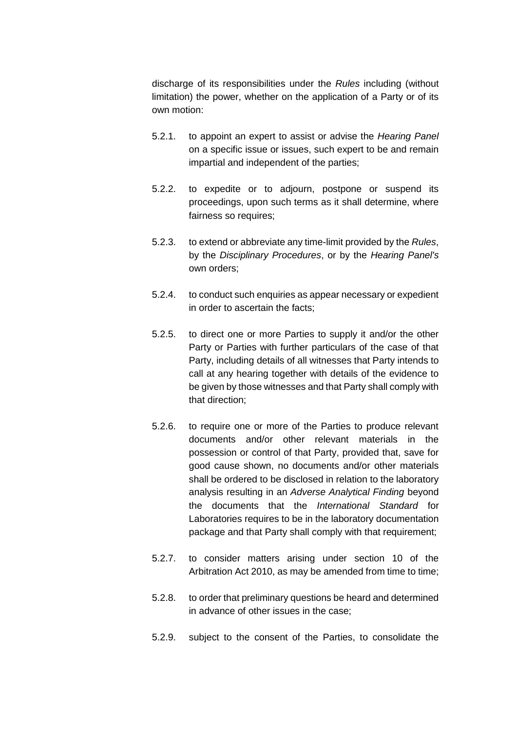discharge of its responsibilities under the *Rules* including (without limitation) the power, whether on the application of a Party or of its own motion:

5.2.1. to appoint an expert to assist or advise the *Hearing Panel* on a specific issue or issues, such expert to be and remain impartial and independent of the parties;

5.2.2. to expedite or to adjourn, postpone or suspend its proceedings, upon such terms as it shall determine, where fairness so requires;

5.2.3. to extend or abbreviate any time-limit provided by the *Rules*, by the *Disciplinary Procedures*, or by the *Hearing Panel's* own orders;

5.2.4. to conduct such enquiries as appear necessary or expedient in order to ascertain the facts;

5.2.5. to direct one or more Parties to supply it and/or the other Party or Parties with further particulars of the case of that Party, including details of all witnesses that Party intends to call at any hearing together with details of the evidence to be given by those witnesses and that Party shall comply with that direction;

5.2.6. to require one or more of the Parties to produce relevant documents and/or other relevant materials in the possession or control of that Party, provided that, save for good cause shown, no documents and/or other materials shall be ordered to be disclosed in relation to the laboratory analysis resulting in an *Adverse Analytical Finding* beyond the documents that the *International Standard* for Laboratories requires to be in the laboratory documentation package and that Party shall comply with that requirement;

5.2.7. to consider matters arising under section 10 of the Arbitration Act 2010, as may be amended from time to time;

5.2.8. to order that preliminary questions be heard and determined in advance of other issues in the case;

5.2.9. subject to the consent of the Parties, to consolidate the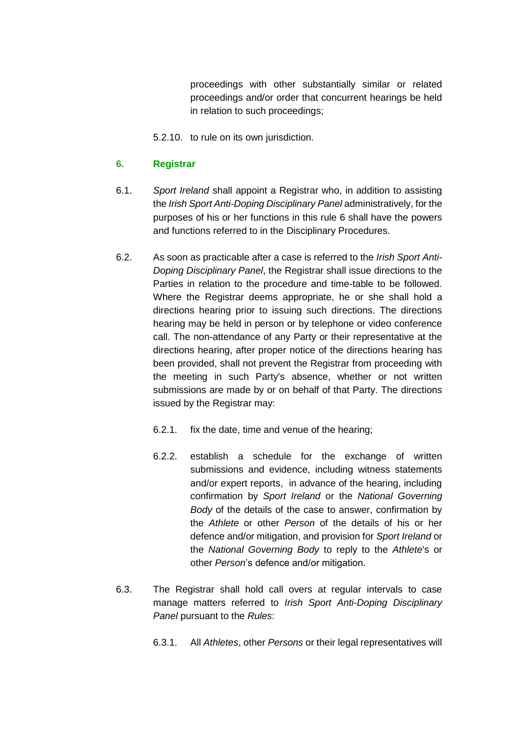proceedings with other substantially similar or related proceedings and/or order that concurrent hearings be held in relation to such proceedings;

5.2.10. to rule on its own jurisdiction.

## 6. Registrar

6.1. *Sport Ireland* shall appoint a Registrar who, in addition to assisting the *Irish Sport Anti-Doping Disciplinary Panel* administratively, for the purposes of his or her functions in this rule 6 shall have the powers and functions referred to in the Disciplinary Procedures.

6.2. As soon as practicable after a case is referred to the *Irish Sport Anti-Doping Disciplinary Panel*, the Registrar shall issue directions to the Parties in relation to the procedure and time-table to be followed. Where the Registrar deems appropriate, he or she shall hold a directions hearing prior to issuing such directions. The directions hearing may be held in person or by telephone or video conference call. The non-attendance of any Party or their representative at the directions hearing, after proper notice of the directions hearing has been provided, shall not prevent the Registrar from proceeding with the meeting in such Party's absence, whether or not written submissions are made by or on behalf of that Party. The directions issued by the Registrar may:

6.2.1. fix the date, time and venue of the hearing;

6.2.2. establish a schedule for the exchange of written submissions and evidence, including witness statements and/or expert reports, in advance of the hearing, including confirmation by *Sport Ireland* or the *National Governing Body* of the details of the case to answer, confirmation by the *Athlete* or other *Person* of the details of his or her defence and/or mitigation, and provision for *Sport Ireland* or the *National Governing Body* to reply to the *Athlete*'s or other *Person*'s defence and/or mitigation.

6.3. The Registrar shall hold call overs at regular intervals to case manage matters referred to *Irish Sport Anti-Doping Disciplinary Panel* pursuant to the *Rules*:

6.3.1. All *Athletes*, other *Persons* or their legal representatives will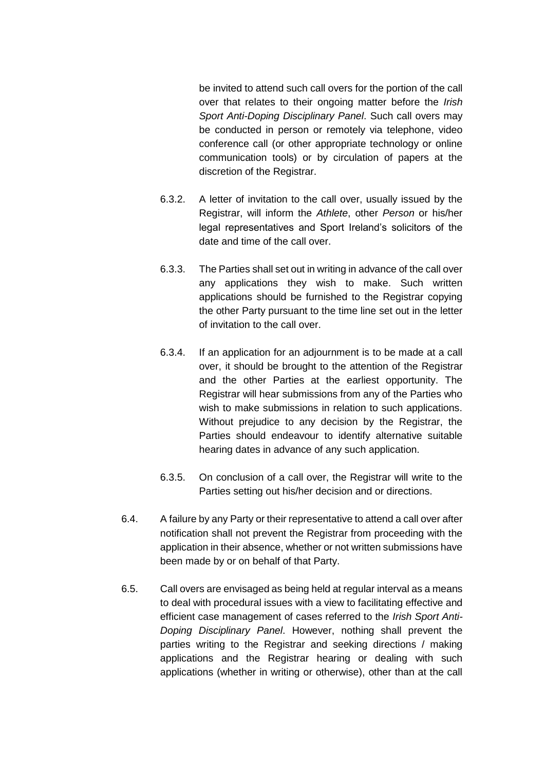be invited to attend such call overs for the portion of the call over that relates to their ongoing matter before the *Irish Sport Anti-Doping Disciplinary Panel*. Such call overs may be conducted in person or remotely via telephone, video conference call (or other appropriate technology or online communication tools) or by circulation of papers at the discretion of the Registrar.

6.3.2. A letter of invitation to the call over, usually issued by the Registrar, will inform the *Athlete*, other *Person* or his/her legal representatives and Sport Ireland's solicitors of the date and time of the call over.

6.3.3. The Parties shall set out in writing in advance of the call over any applications they wish to make. Such written applications should be furnished to the Registrar copying the other Party pursuant to the time line set out in the letter of invitation to the call over.

6.3.4. If an application for an adjournment is to be made at a call over, it should be brought to the attention of the Registrar and the other Parties at the earliest opportunity. The Registrar will hear submissions from any of the Parties who wish to make submissions in relation to such applications. Without prejudice to any decision by the Registrar, the Parties should endeavour to identify alternative suitable hearing dates in advance of any such application.

6.3.5. On conclusion of a call over, the Registrar will write to the Parties setting out his/her decision and or directions.

6.4. A failure by any Party or their representative to attend a call over after notification shall not prevent the Registrar from proceeding with the application in their absence, whether or not written submissions have been made by or on behalf of that Party.

6.5. Call overs are envisaged as being held at regular interval as a means to deal with procedural issues with a view to facilitating effective and efficient case management of cases referred to the *Irish Sport Anti-Doping Disciplinary Panel*. However, nothing shall prevent the parties writing to the Registrar and seeking directions / making applications and the Registrar hearing or dealing with such applications (whether in writing or otherwise), other than at the call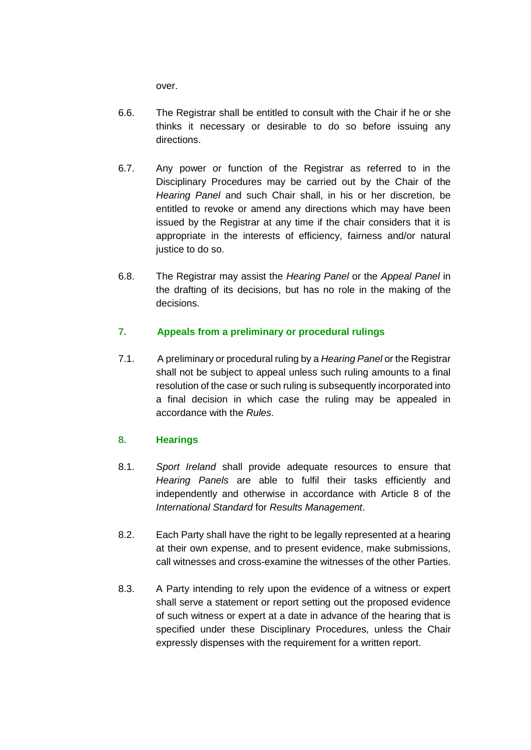over.

6.6. The Registrar shall be entitled to consult with the Chair if he or she thinks it necessary or desirable to do so before issuing any directions.

6.7. Any power or function of the Registrar as referred to in the Disciplinary Procedures may be carried out by the Chair of the *Hearing Panel* and such Chair shall, in his or her discretion, be entitled to revoke or amend any directions which may have been issued by the Registrar at any time if the chair considers that it is appropriate in the interests of efficiency, fairness and/or natural justice to do so.

6.8. The Registrar may assist the *Hearing Panel* or the *Appeal Panel* in the drafting of its decisions, but has no role in the making of the decisions.

## 7. Appeals from a preliminary or procedural rulings

7.1. A preliminary or procedural ruling by a *Hearing Panel* or the Registrar shall not be subject to appeal unless such ruling amounts to a final resolution of the case or such ruling is subsequently incorporated into a final decision in which case the ruling may be appealed in accordance with the *Rules*.

## 8. Hearings

8.1. *Sport Ireland* shall provide adequate resources to ensure that *Hearing Panels* are able to fulfil their tasks efficiently and independently and otherwise in accordance with Article 8 of the *International Standard* for *Results Management*.

8.2. Each Party shall have the right to be legally represented at a hearing at their own expense, and to present evidence, make submissions, call witnesses and cross-examine the witnesses of the other Parties.

8.3. A Party intending to rely upon the evidence of a witness or expert shall serve a statement or report setting out the proposed evidence of such witness or expert at a date in advance of the hearing that is specified under these Disciplinary Procedures, unless the Chair expressly dispenses with the requirement for a written report.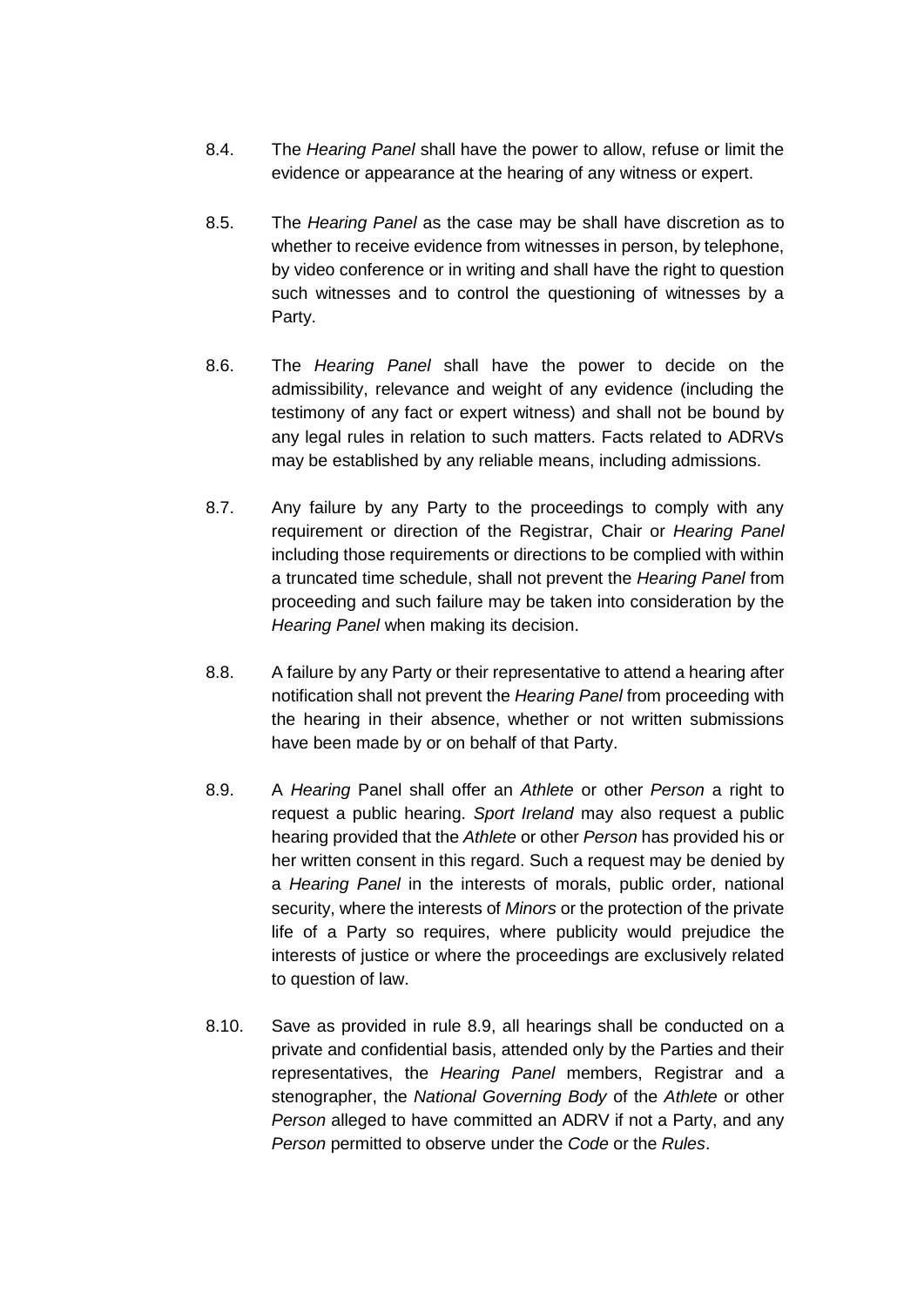8.4. The *Hearing Panel* shall have the power to allow, refuse or limit the evidence or appearance at the hearing of any witness or expert.

8.5. The *Hearing Panel* as the case may be shall have discretion as to whether to receive evidence from witnesses in person, by telephone, by video conference or in writing and shall have the right to question such witnesses and to control the questioning of witnesses by a Party.

8.6. The *Hearing Panel* shall have the power to decide on the admissibility, relevance and weight of any evidence (including the testimony of any fact or expert witness) and shall not be bound by any legal rules in relation to such matters. Facts related to ADRVs may be established by any reliable means, including admissions.

8.7. Any failure by any Party to the proceedings to comply with any requirement or direction of the Registrar, Chair or *Hearing Panel* including those requirements or directions to be complied with within a truncated time schedule, shall not prevent the *Hearing Panel* from proceeding and such failure may be taken into consideration by the *Hearing Panel* when making its decision.

8.8. A failure by any Party or their representative to attend a hearing after notification shall not prevent the *Hearing Panel* from proceeding with the hearing in their absence, whether or not written submissions have been made by or on behalf of that Party.

8.9. A *Hearing* Panel shall offer an *Athlete* or other *Person* a right to request a public hearing. *Sport Ireland* may also request a public hearing provided that the *Athlete* or other *Person* has provided his or her written consent in this regard. Such a request may be denied by a *Hearing Panel* in the interests of morals, public order, national security, where the interests of *Minors* or the protection of the private life of a Party so requires, where publicity would prejudice the interests of justice or where the proceedings are exclusively related to question of law.

8.10. Save as provided in rule 8.9, all hearings shall be conducted on a private and confidential basis, attended only by the Parties and their representatives, the *Hearing Panel* members, Registrar and a stenographer, the *National Governing Body* of the *Athlete* or other *Person* alleged to have committed an ADRV if not a Party, and any *Person* permitted to observe under the *Code* or the *Rules*.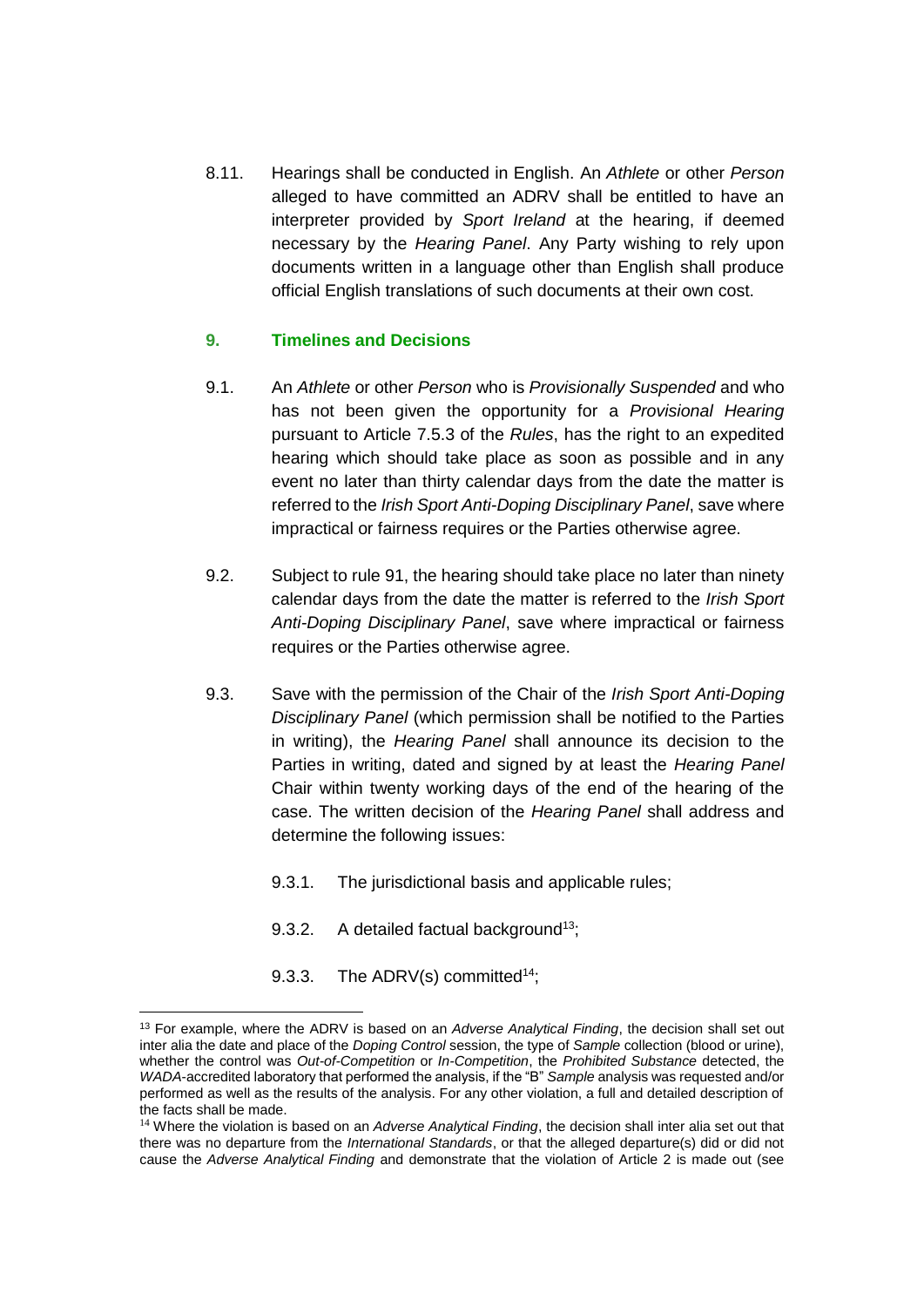8.11. Hearings shall be conducted in English. An *Athlete* or other *Person* alleged to have committed an ADRV shall be entitled to have an interpreter provided by *Sport Ireland* at the hearing, if deemed necessary by the *Hearing Panel*. Any Party wishing to rely upon documents written in a language other than English shall produce official English translations of such documents at their own cost.

## 9. Timelines and Decisions

9.1. An *Athlete* or other *Person* who is *Provisionally Suspended* and who has not been given the opportunity for a *Provisional Hearing* pursuant to Article 7.5.3 of the *Rules*, has the right to an expedited hearing which should take place as soon as possible and in any event no later than thirty calendar days from the date the matter is referred to the *Irish Sport Anti-Doping Disciplinary Panel*, save where impractical or fairness requires or the Parties otherwise agree.

9.2. Subject to rule 91, the hearing should take place no later than ninety calendar days from the date the matter is referred to the *Irish Sport Anti-Doping Disciplinary Panel*, save where impractical or fairness requires or the Parties otherwise agree.

9.3. Save with the permission of the Chair of the *Irish Sport Anti-Doping Disciplinary Panel* (which permission shall be notified to the Parties in writing), the *Hearing Panel* shall announce its decision to the Parties in writing, dated and signed by at least the *Hearing Panel* Chair within twenty working days of the end of the hearing of the case. The written decision of the *Hearing Panel* shall address and determine the following issues:

9.3.1. The jurisdictional basis and applicable rules;

9.3.2. A detailed factual background[13];

9.3.3. The ADRV(s) committed[14];

---

[13] For example, where the ADRV is based on an *Adverse Analytical Finding*, the decision shall set out inter alia the date and place of the *Doping Control* session, the type of *Sample* collection (blood or urine), whether the control was *Out-of-Competition* or *In-Competition*, the *Prohibited Substance* detected, the *WADA*-accredited laboratory that performed the analysis, if the "B" *Sample* analysis was requested and/or performed as well as the results of the analysis. For any other violation, a full and detailed description of the facts shall be made.

[14] Where the violation is based on an *Adverse Analytical Finding*, the decision shall inter alia set out that there was no departure from the *International Standards*, or that the alleged departure(s) did or did not cause the *Adverse Analytical Finding* and demonstrate that the violation of Article 2 is made out (see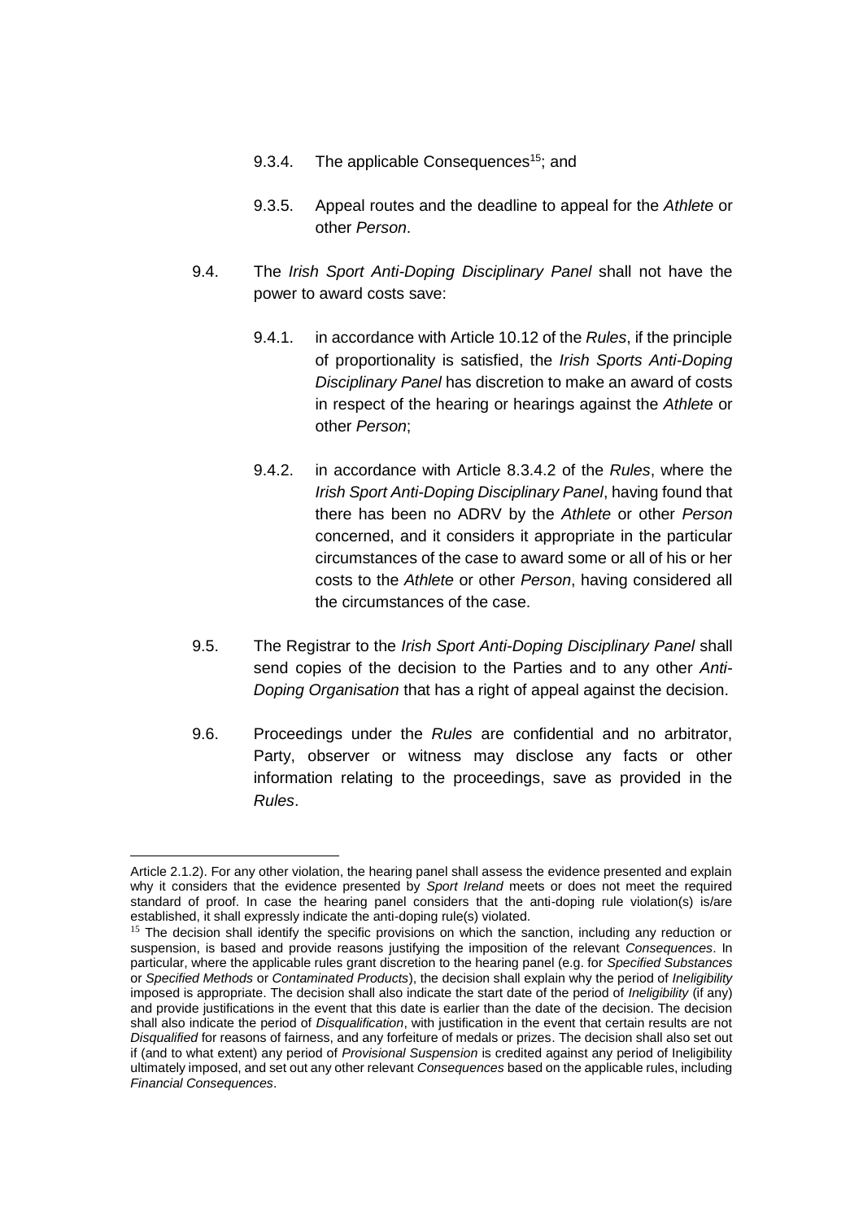9.3.4. The applicable Consequences[15]; and

9.3.5. Appeal routes and the deadline to appeal for the *Athlete* or other *Person*.

9.4. The *Irish Sport Anti-Doping Disciplinary Panel* shall not have the power to award costs save:

9.4.1. in accordance with Article 10.12 of the *Rules*, if the principle of proportionality is satisfied, the *Irish Sports Anti-Doping Disciplinary Panel* has discretion to make an award of costs in respect of the hearing or hearings against the *Athlete* or other *Person*;

9.4.2. in accordance with Article 8.3.4.2 of the *Rules*, where the *Irish Sport Anti-Doping Disciplinary Panel*, having found that there has been no ADRV by the *Athlete* or other *Person* concerned, and it considers it appropriate in the particular circumstances of the case to award some or all of his or her costs to the *Athlete* or other *Person*, having considered all the circumstances of the case.

9.5. The Registrar to the *Irish Sport Anti-Doping Disciplinary Panel* shall send copies of the decision to the Parties and to any other *Anti-Doping Organisation* that has a right of appeal against the decision.

9.6. Proceedings under the *Rules* are confidential and no arbitrator, Party, observer or witness may disclose any facts or other information relating to the proceedings, save as provided in the *Rules*.

---

Article 2.1.2). For any other violation, the hearing panel shall assess the evidence presented and explain why it considers that the evidence presented by *Sport Ireland* meets or does not meet the required standard of proof. In case the hearing panel considers that the anti-doping rule violation(s) is/are established, it shall expressly indicate the anti-doping rule(s) violated.

[15] The decision shall identify the specific provisions on which the sanction, including any reduction or suspension, is based and provide reasons justifying the imposition of the relevant *Consequences*. In particular, where the applicable rules grant discretion to the hearing panel (e.g. for *Specified Substances* or *Specified Methods* or *Contaminated Products*), the decision shall explain why the period of *Ineligibility* imposed is appropriate. The decision shall also indicate the start date of the period of *Ineligibility* (if any) and provide justifications in the event that this date is earlier than the date of the decision. The decision shall also indicate the period of *Disqualification*, with justification in the event that certain results are not *Disqualified* for reasons of fairness, and any forfeiture of medals or prizes. The decision shall also set out if (and to what extent) any period of *Provisional Suspension* is credited against any period of Ineligibility ultimately imposed, and set out any other relevant *Consequences* based on the applicable rules, including *Financial Consequences*.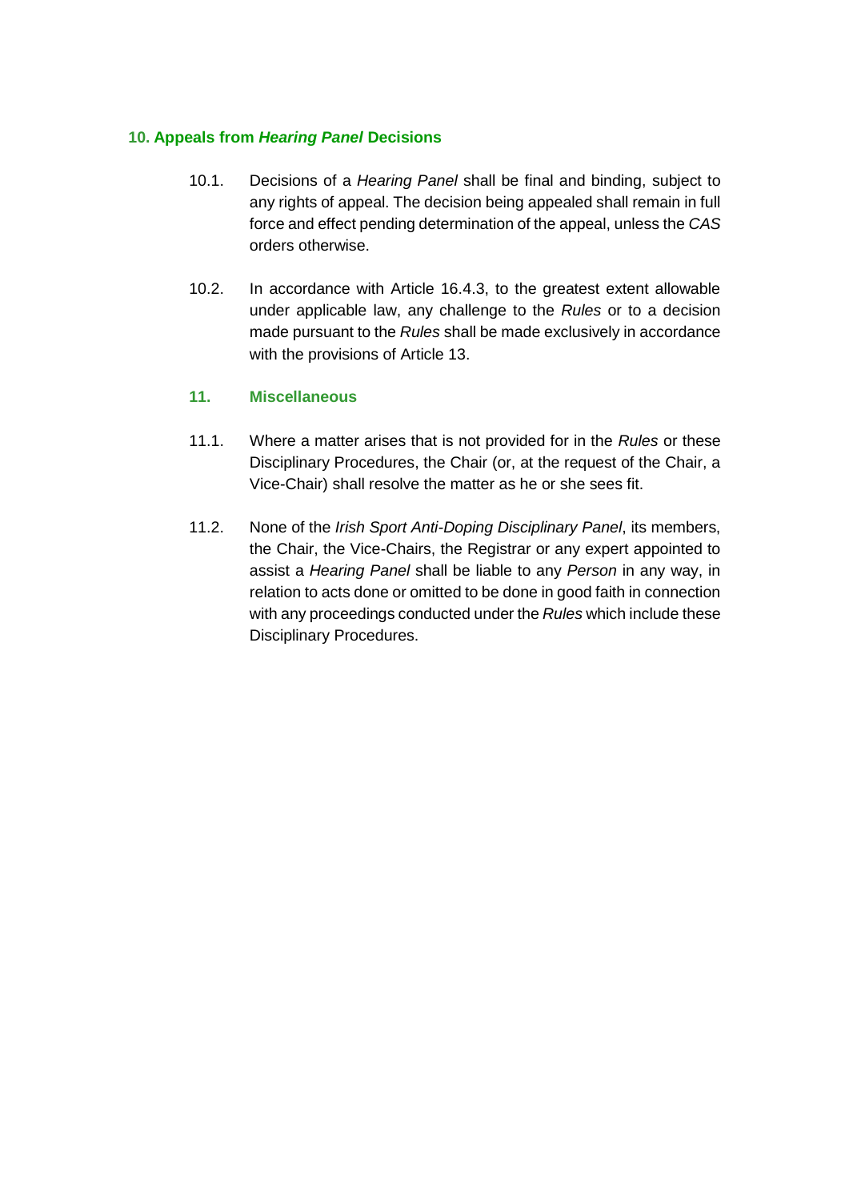## 10. Appeals from *Hearing Panel* Decisions

10.1. Decisions of a *Hearing Panel* shall be final and binding, subject to any rights of appeal. The decision being appealed shall remain in full force and effect pending determination of the appeal, unless the *CAS* orders otherwise.

10.2. In accordance with Article 16.4.3, to the greatest extent allowable under applicable law, any challenge to the *Rules* or to a decision made pursuant to the *Rules* shall be made exclusively in accordance with the provisions of Article 13.

## 11. Miscellaneous

11.1. Where a matter arises that is not provided for in the *Rules* or these Disciplinary Procedures, the Chair (or, at the request of the Chair, a Vice-Chair) shall resolve the matter as he or she sees fit.

11.2. None of the *Irish Sport Anti-Doping Disciplinary Panel*, its members, the Chair, the Vice-Chairs, the Registrar or any expert appointed to assist a *Hearing Panel* shall be liable to any *Person* in any way, in relation to acts done or omitted to be done in good faith in connection with any proceedings conducted under the *Rules* which include these Disciplinary Procedures.